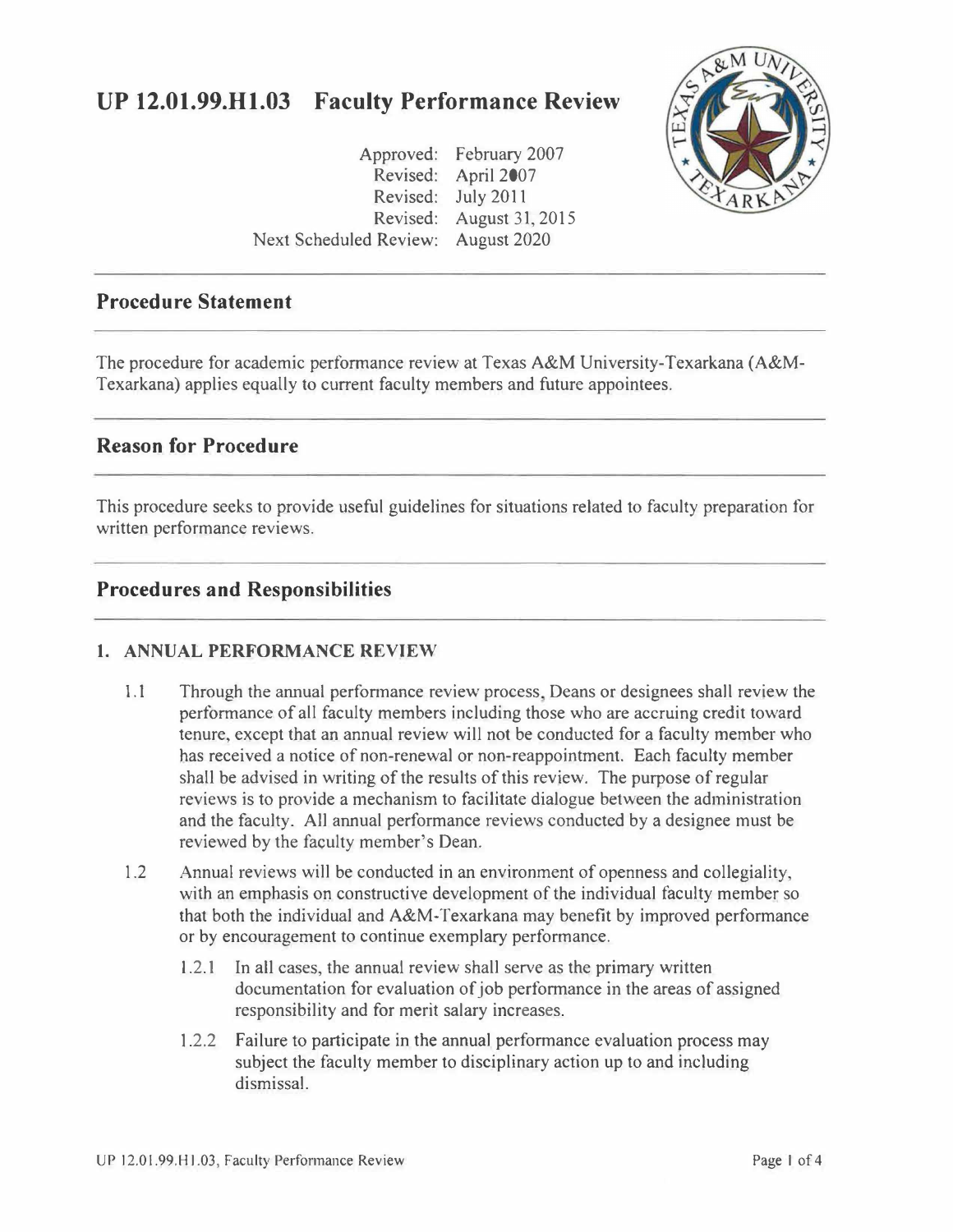# UP 12.01.99.H1.03 Faculty Performance Review

Approved: February 2007
Revised: April 2007
Revised: July 2011
Revised: August 31, 2015
Next Scheduled Review: August 2020

## Procedure Statement

The procedure for academic performance review at Texas A&M University-Texarkana (A&M-Texarkana) applies equally to current faculty members and future appointees.

## Reason for Procedure

This procedure seeks to provide useful guidelines for situations related to faculty preparation for written performance reviews.

## Procedures and Responsibilities

### 1. ANNUAL PERFORMANCE REVIEW

1.1 Through the annual performance review process, Deans or designees shall review the performance of all faculty members including those who are accruing credit toward tenure, except that an annual review will not be conducted for a faculty member who has received a notice of non-renewal or non-reappointment. Each faculty member shall be advised in writing of the results of this review. The purpose of regular reviews is to provide a mechanism to facilitate dialogue between the administration and the faculty. All annual performance reviews conducted by a designee must be reviewed by the faculty member's Dean.

1.2 Annual reviews will be conducted in an environment of openness and collegiality, with an emphasis on constructive development of the individual faculty member so that both the individual and A&M-Texarkana may benefit by improved performance or by encouragement to continue exemplary performance.

1.2.1 In all cases, the annual review shall serve as the primary written documentation for evaluation of job performance in the areas of assigned responsibility and for merit salary increases.

1.2.2 Failure to participate in the annual performance evaluation process may subject the faculty member to disciplinary action up to and including dismissal.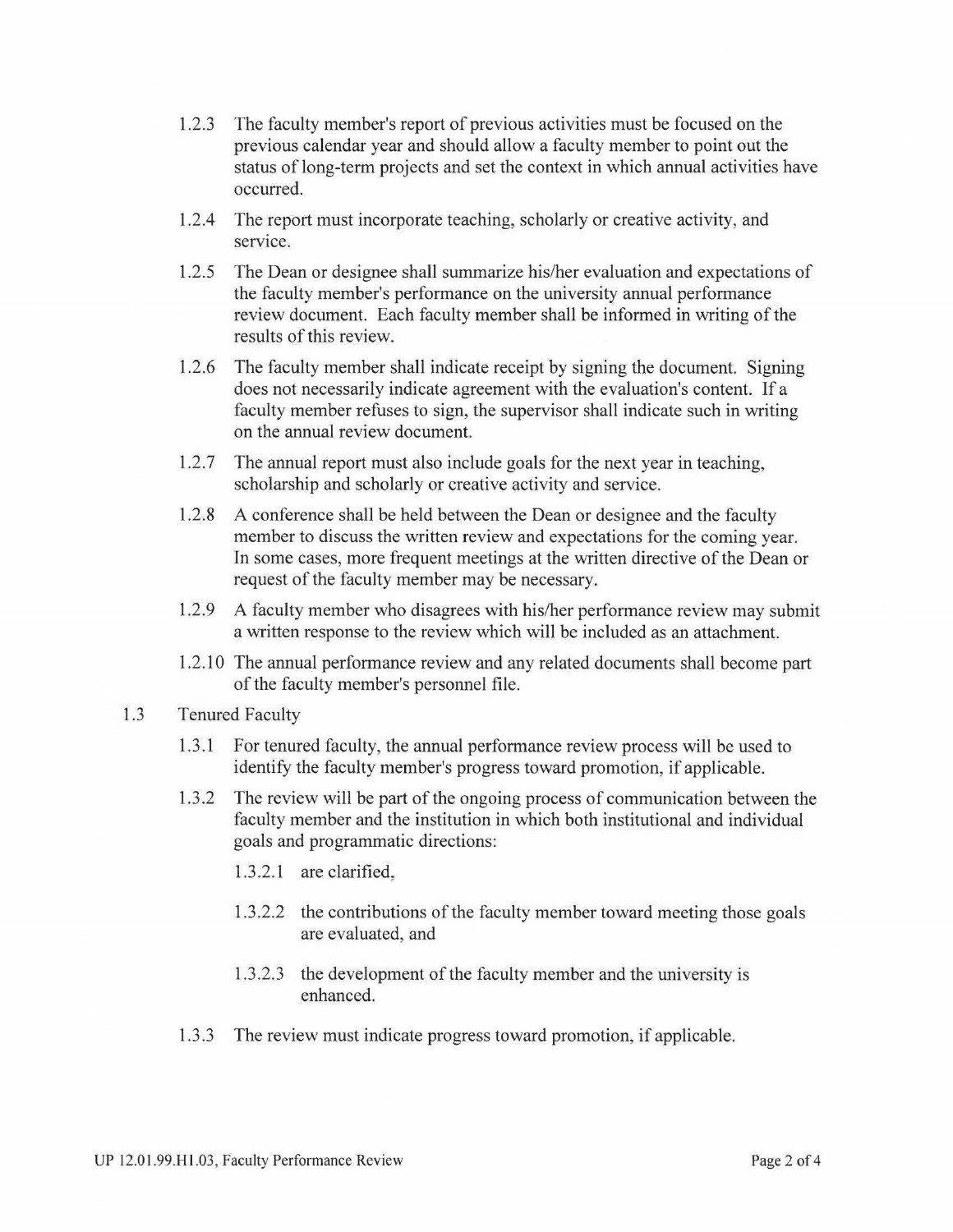1.2.3 The faculty member's report of previous activities must be focused on the previous calendar year and should allow a faculty member to point out the status of long-term projects and set the context in which annual activities have occurred.

1.2.4 The report must incorporate teaching, scholarly or creative activity, and service.

1.2.5 The Dean or designee shall summarize his/her evaluation and expectations of the faculty member's performance on the university annual performance review document. Each faculty member shall be informed in writing of the results of this review.

1.2.6 The faculty member shall indicate receipt by signing the document. Signing does not necessarily indicate agreement with the evaluation's content. If a faculty member refuses to sign, the supervisor shall indicate such in writing on the annual review document.

1.2.7 The annual report must also include goals for the next year in teaching, scholarship and scholarly or creative activity and service.

1.2.8 A conference shall be held between the Dean or designee and the faculty member to discuss the written review and expectations for the coming year. In some cases, more frequent meetings at the written directive of the Dean or request of the faculty member may be necessary.

1.2.9 A faculty member who disagrees with his/her performance review may submit a written response to the review which will be included as an attachment.

1.2.10 The annual performance review and any related documents shall become part of the faculty member's personnel file.

1.3 Tenured Faculty

1.3.1 For tenured faculty, the annual performance review process will be used to identify the faculty member's progress toward promotion, if applicable.

1.3.2 The review will be part of the ongoing process of communication between the faculty member and the institution in which both institutional and individual goals and programmatic directions:

1.3.2.1 are clarified,

1.3.2.2 the contributions of the faculty member toward meeting those goals are evaluated, and

1.3.2.3 the development of the faculty member and the university is enhanced.

1.3.3 The review must indicate progress toward promotion, if applicable.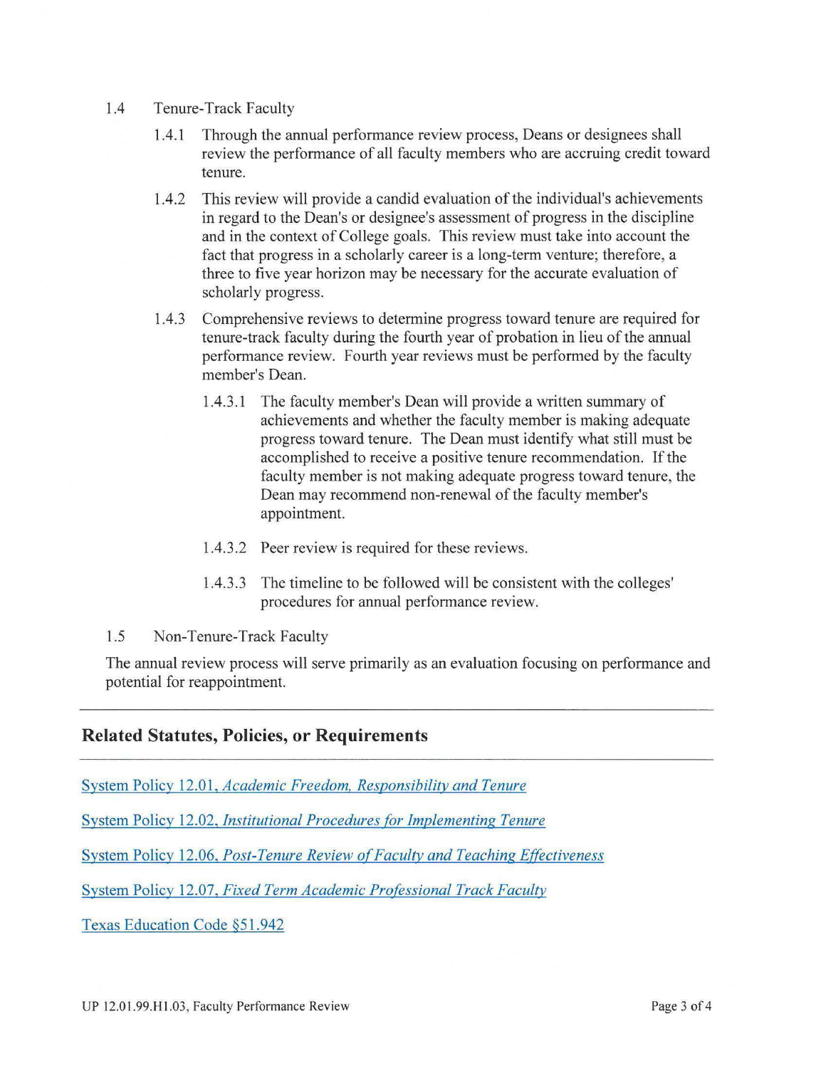1.4 Tenure-Track Faculty

1.4.1 Through the annual performance review process, Deans or designees shall review the performance of all faculty members who are accruing credit toward tenure.

1.4.2 This review will provide a candid evaluation of the individual's achievements in regard to the Dean's or designee's assessment of progress in the discipline and in the context of College goals. This review must take into account the fact that progress in a scholarly career is a long-term venture; therefore, a three to five year horizon may be necessary for the accurate evaluation of scholarly progress.

1.4.3 Comprehensive reviews to determine progress toward tenure are required for tenure-track faculty during the fourth year of probation in lieu of the annual performance review. Fourth year reviews must be performed by the faculty member's Dean.

1.4.3.1 The faculty member's Dean will provide a written summary of achievements and whether the faculty member is making adequate progress toward tenure. The Dean must identify what still must be accomplished to receive a positive tenure recommendation. If the faculty member is not making adequate progress toward tenure, the Dean may recommend non-renewal of the faculty member's appointment.

1.4.3.2 Peer review is required for these reviews.

1.4.3.3 The timeline to be followed will be consistent with the colleges' procedures for annual performance review.

1.5 Non-Tenure-Track Faculty

The annual review process will serve primarily as an evaluation focusing on performance and potential for reappointment.

---

## Related Statutes, Policies, or Requirements

---

System Policy 12.01, *Academic Freedom, Responsibility and Tenure*

System Policy 12.02, *Institutional Procedures for Implementing Tenure*

System Policy 12.06, *Post-Tenure Review of Faculty and Teaching Effectiveness*

System Policy 12.07, *Fixed Term Academic Professional Track Faculty*

Texas Education Code §51.942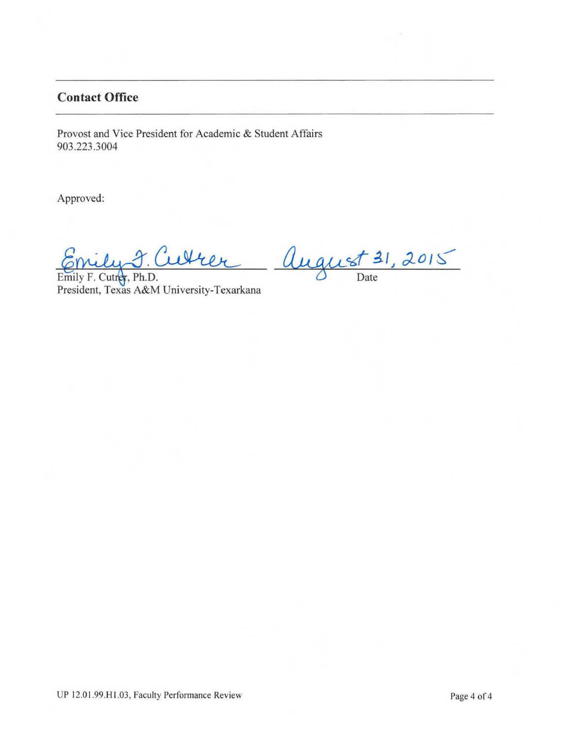## Contact Office

Provost and Vice President for Academic & Student Affairs
903.223.3004

Approved:

Emily F. Cutrer &nbsp;&nbsp;&nbsp;&nbsp;&nbsp;&nbsp;&nbsp;&nbsp;&nbsp;&nbsp; August 31, 2015

Emily F. Cutrer, Ph.D. &nbsp;&nbsp;&nbsp;&nbsp;&nbsp;&nbsp;&nbsp;&nbsp;&nbsp;&nbsp; Date
President, Texas A&M University-Texarkana

UP 12.01.99.H1.03, Faculty Performance Review